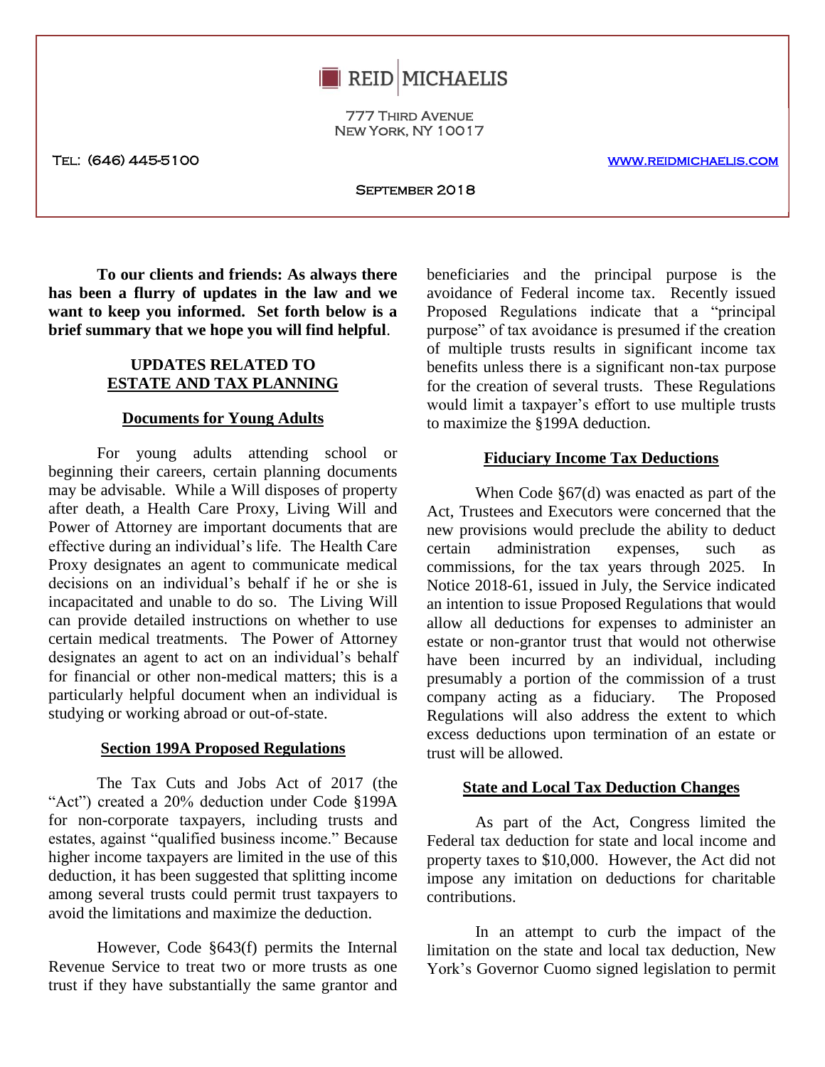# REID | MICHAELIS

777 Third Avenue
New York, NY 10017

Tel: (646) 445-5100 www.reidmichaelis.com

September 2018

**To our clients and friends: As always there has been a flurry of updates in the law and we want to keep you informed. Set forth below is a brief summary that we hope you will find helpful**.

## UPDATES RELATED TO ESTATE AND TAX PLANNING

### Documents for Young Adults

For young adults attending school or beginning their careers, certain planning documents may be advisable. While a Will disposes of property after death, a Health Care Proxy, Living Will and Power of Attorney are important documents that are effective during an individual's life. The Health Care Proxy designates an agent to communicate medical decisions on an individual's behalf if he or she is incapacitated and unable to do so. The Living Will can provide detailed instructions on whether to use certain medical treatments. The Power of Attorney designates an agent to act on an individual's behalf for financial or other non-medical matters; this is a particularly helpful document when an individual is studying or working abroad or out-of-state.

### Section 199A Proposed Regulations

The Tax Cuts and Jobs Act of 2017 (the "Act") created a 20% deduction under Code §199A for non-corporate taxpayers, including trusts and estates, against "qualified business income." Because higher income taxpayers are limited in the use of this deduction, it has been suggested that splitting income among several trusts could permit trust taxpayers to avoid the limitations and maximize the deduction.

However, Code §643(f) permits the Internal Revenue Service to treat two or more trusts as one trust if they have substantially the same grantor and beneficiaries and the principal purpose is the avoidance of Federal income tax. Recently issued Proposed Regulations indicate that a "principal purpose" of tax avoidance is presumed if the creation of multiple trusts results in significant income tax benefits unless there is a significant non-tax purpose for the creation of several trusts. These Regulations would limit a taxpayer's effort to use multiple trusts to maximize the §199A deduction.

### Fiduciary Income Tax Deductions

When Code §67(d) was enacted as part of the Act, Trustees and Executors were concerned that the new provisions would preclude the ability to deduct certain administration expenses, such as commissions, for the tax years through 2025. In Notice 2018-61, issued in July, the Service indicated an intention to issue Proposed Regulations that would allow all deductions for expenses to administer an estate or non-grantor trust that would not otherwise have been incurred by an individual, including presumably a portion of the commission of a trust company acting as a fiduciary. The Proposed Regulations will also address the extent to which excess deductions upon termination of an estate or trust will be allowed.

### State and Local Tax Deduction Changes

As part of the Act, Congress limited the Federal tax deduction for state and local income and property taxes to $10,000. However, the Act did not impose any imitation on deductions for charitable contributions.

In an attempt to curb the impact of the limitation on the state and local tax deduction, New York's Governor Cuomo signed legislation to permit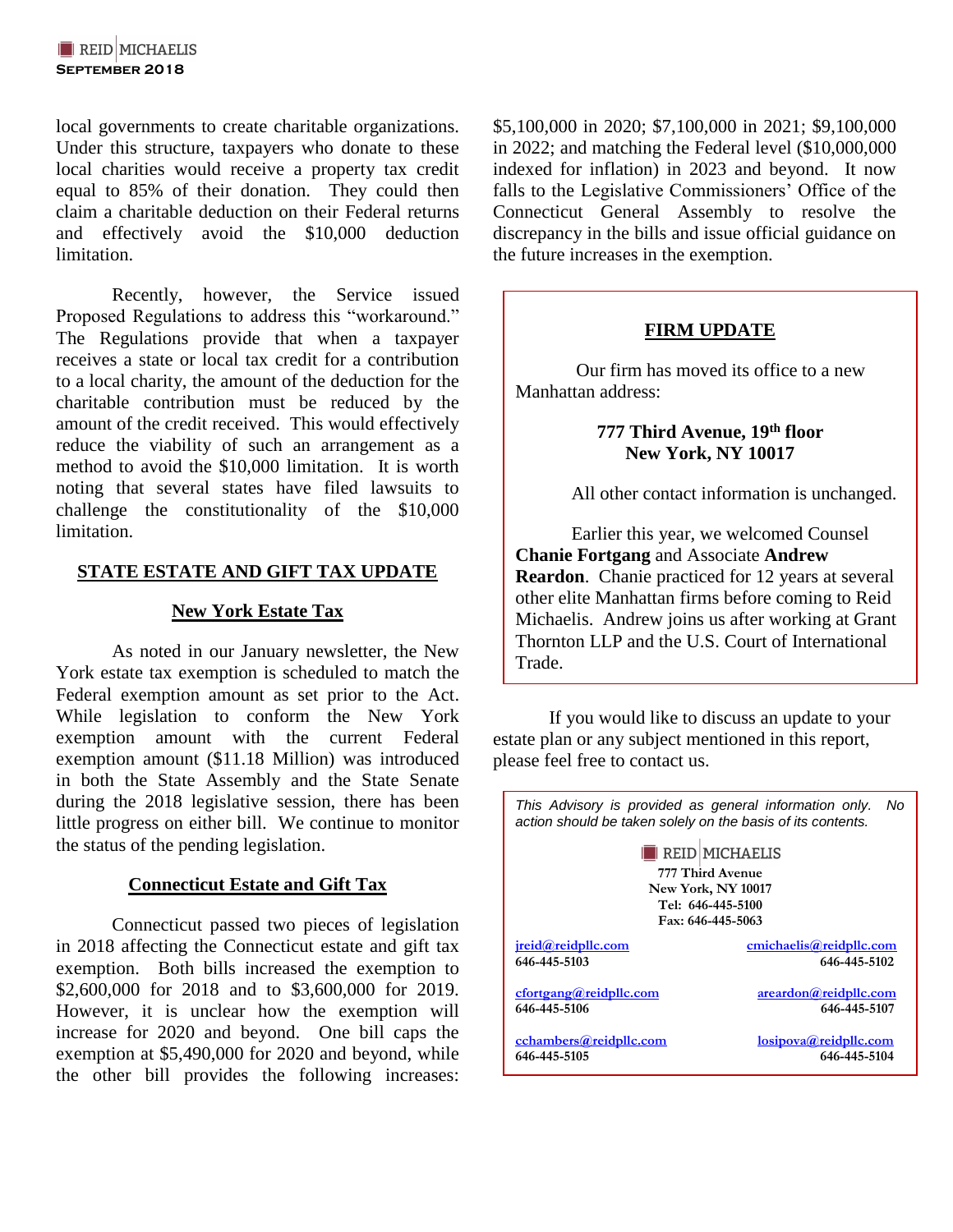local governments to create charitable organizations. Under this structure, taxpayers who donate to these local charities would receive a property tax credit equal to 85% of their donation. They could then claim a charitable deduction on their Federal returns and effectively avoid the $10,000 deduction limitation.

Recently, however, the Service issued Proposed Regulations to address this "workaround." The Regulations provide that when a taxpayer receives a state or local tax credit for a contribution to a local charity, the amount of the deduction for the charitable contribution must be reduced by the amount of the credit received. This would effectively reduce the viability of such an arrangement as a method to avoid the $10,000 limitation. It is worth noting that several states have filed lawsuits to challenge the constitutionality of the $10,000 limitation.

## STATE ESTATE AND GIFT TAX UPDATE

### New York Estate Tax

As noted in our January newsletter, the New York estate tax exemption is scheduled to match the Federal exemption amount as set prior to the Act. While legislation to conform the New York exemption amount with the current Federal exemption amount ($11.18 Million) was introduced in both the State Assembly and the State Senate during the 2018 legislative session, there has been little progress on either bill. We continue to monitor the status of the pending legislation.

### Connecticut Estate and Gift Tax

Connecticut passed two pieces of legislation in 2018 affecting the Connecticut estate and gift tax exemption. Both bills increased the exemption to $2,600,000 for 2018 and to $3,600,000 for 2019. However, it is unclear how the exemption will increase for 2020 and beyond. One bill caps the exemption at $5,490,000 for 2020 and beyond, while the other bill provides the following increases: $5,100,000 in 2020; $7,100,000 in 2021; $9,100,000 in 2022; and matching the Federal level ($10,000,000 indexed for inflation) in 2023 and beyond. It now falls to the Legislative Commissioners' Office of the Connecticut General Assembly to resolve the discrepancy in the bills and issue official guidance on the future increases in the exemption.

## FIRM UPDATE

Our firm has moved its office to a new Manhattan address:

**777 Third Avenue, 19th floor**
**New York, NY 10017**

All other contact information is unchanged.

Earlier this year, we welcomed Counsel **Chanie Fortgang** and Associate **Andrew Reardon**. Chanie practiced for 12 years at several other elite Manhattan firms before coming to Reid Michaelis. Andrew joins us after working at Grant Thornton LLP and the U.S. Court of International Trade.

If you would like to discuss an update to your estate plan or any subject mentioned in this report, please feel free to contact us.

*This Advisory is provided as general information only. No action should be taken solely on the basis of its contents.*

REID | MICHAELIS
**777 Third Avenue**
**New York, NY 10017**
**Tel: 646-445-5100**
**Fax: 646-445-5063**

jreid@reidpllc.com
**646-445-5103**

cmichaelis@reidpllc.com
**646-445-5102**

cfortgang@reidpllc.com
**646-445-5106**

areardon@reidpllc.com
**646-445-5107**

cchambers@reidpllc.com
**646-445-5105**

losipova@reidpllc.com
**646-445-5104**